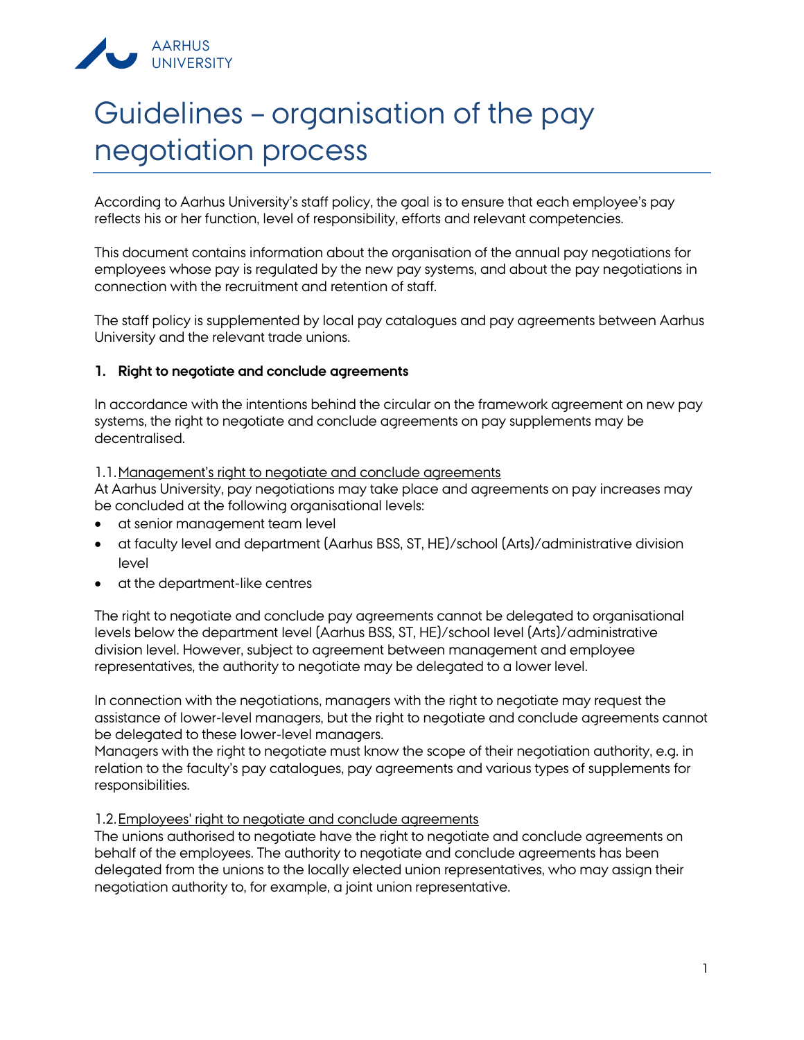# Guidelines – organisation of the pay negotiation process

According to Aarhus University's staff policy, the goal is to ensure that each employee's pay reflects his or her function, level of responsibility, efforts and relevant competencies.

This document contains information about the organisation of the annual pay negotiations for employees whose pay is regulated by the new pay systems, and about the pay negotiations in connection with the recruitment and retention of staff.

The staff policy is supplemented by local pay catalogues and pay agreements between Aarhus University and the relevant trade unions.

## 1. Right to negotiate and conclude agreements

In accordance with the intentions behind the circular on the framework agreement on new pay systems, the right to negotiate and conclude agreements on pay supplements may be decentralised.

### 1.1. Management's right to negotiate and conclude agreements

At Aarhus University, pay negotiations may take place and agreements on pay increases may be concluded at the following organisational levels:

- at senior management team level
- at faculty level and department (Aarhus BSS, ST, HE)/school (Arts)/administrative division level
- at the department-like centres

The right to negotiate and conclude pay agreements cannot be delegated to organisational levels below the department level (Aarhus BSS, ST, HE)/school level (Arts)/administrative division level. However, subject to agreement between management and employee representatives, the authority to negotiate may be delegated to a lower level.

In connection with the negotiations, managers with the right to negotiate may request the assistance of lower-level managers, but the right to negotiate and conclude agreements cannot be delegated to these lower-level managers.

Managers with the right to negotiate must know the scope of their negotiation authority, e.g. in relation to the faculty's pay catalogues, pay agreements and various types of supplements for responsibilities.

### 1.2. Employees' right to negotiate and conclude agreements

The unions authorised to negotiate have the right to negotiate and conclude agreements on behalf of the employees. The authority to negotiate and conclude agreements has been delegated from the unions to the locally elected union representatives, who may assign their negotiation authority to, for example, a joint union representative.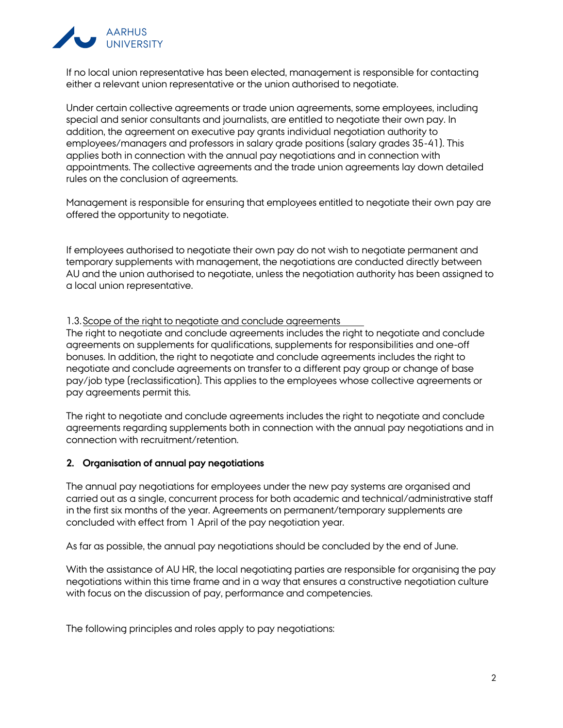If no local union representative has been elected, management is responsible for contacting either a relevant union representative or the union authorised to negotiate.

Under certain collective agreements or trade union agreements, some employees, including special and senior consultants and journalists, are entitled to negotiate their own pay. In addition, the agreement on executive pay grants individual negotiation authority to employees/managers and professors in salary grade positions (salary grades 35-41). This applies both in connection with the annual pay negotiations and in connection with appointments. The collective agreements and the trade union agreements lay down detailed rules on the conclusion of agreements.

Management is responsible for ensuring that employees entitled to negotiate their own pay are offered the opportunity to negotiate.

If employees authorised to negotiate their own pay do not wish to negotiate permanent and temporary supplements with management, the negotiations are conducted directly between AU and the union authorised to negotiate, unless the negotiation authority has been assigned to a local union representative.

### 1.3. Scope of the right to negotiate and conclude agreements

The right to negotiate and conclude agreements includes the right to negotiate and conclude agreements on supplements for qualifications, supplements for responsibilities and one-off bonuses. In addition, the right to negotiate and conclude agreements includes the right to negotiate and conclude agreements on transfer to a different pay group or change of base pay/job type (reclassification). This applies to the employees whose collective agreements or pay agreements permit this.

The right to negotiate and conclude agreements includes the right to negotiate and conclude agreements regarding supplements both in connection with the annual pay negotiations and in connection with recruitment/retention.

## 2. Organisation of annual pay negotiations

The annual pay negotiations for employees under the new pay systems are organised and carried out as a single, concurrent process for both academic and technical/administrative staff in the first six months of the year. Agreements on permanent/temporary supplements are concluded with effect from 1 April of the pay negotiation year.

As far as possible, the annual pay negotiations should be concluded by the end of June.

With the assistance of AU HR, the local negotiating parties are responsible for organising the pay negotiations within this time frame and in a way that ensures a constructive negotiation culture with focus on the discussion of pay, performance and competencies.

The following principles and roles apply to pay negotiations: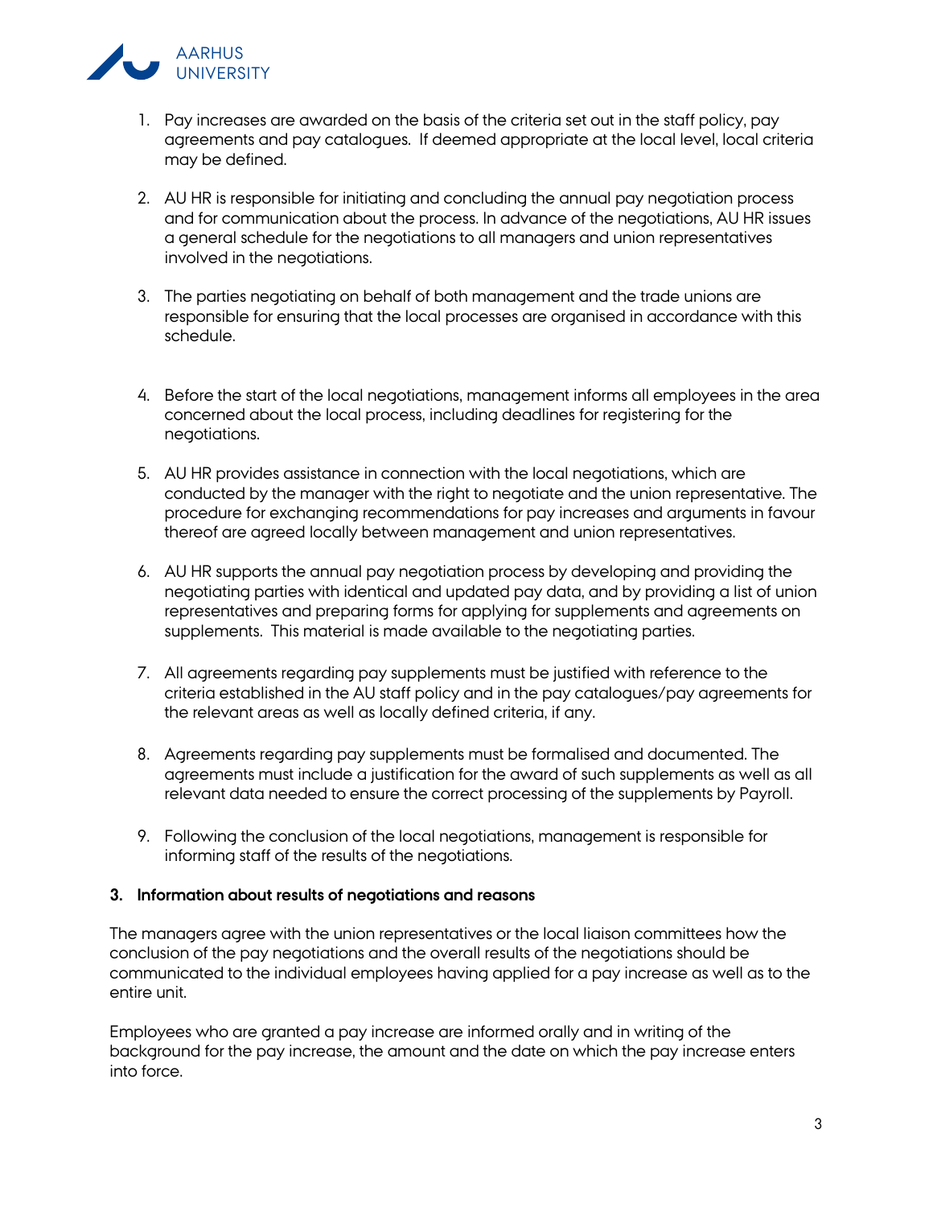1. Pay increases are awarded on the basis of the criteria set out in the staff policy, pay agreements and pay catalogues. If deemed appropriate at the local level, local criteria may be defined.

2. AU HR is responsible for initiating and concluding the annual pay negotiation process and for communication about the process. In advance of the negotiations, AU HR issues a general schedule for the negotiations to all managers and union representatives involved in the negotiations.

3. The parties negotiating on behalf of both management and the trade unions are responsible for ensuring that the local processes are organised in accordance with this schedule.

4. Before the start of the local negotiations, management informs all employees in the area concerned about the local process, including deadlines for registering for the negotiations.

5. AU HR provides assistance in connection with the local negotiations, which are conducted by the manager with the right to negotiate and the union representative. The procedure for exchanging recommendations for pay increases and arguments in favour thereof are agreed locally between management and union representatives.

6. AU HR supports the annual pay negotiation process by developing and providing the negotiating parties with identical and updated pay data, and by providing a list of union representatives and preparing forms for applying for supplements and agreements on supplements. This material is made available to the negotiating parties.

7. All agreements regarding pay supplements must be justified with reference to the criteria established in the AU staff policy and in the pay catalogues/pay agreements for the relevant areas as well as locally defined criteria, if any.

8. Agreements regarding pay supplements must be formalised and documented. The agreements must include a justification for the award of such supplements as well as all relevant data needed to ensure the correct processing of the supplements by Payroll.

9. Following the conclusion of the local negotiations, management is responsible for informing staff of the results of the negotiations.

## 3. Information about results of negotiations and reasons

The managers agree with the union representatives or the local liaison committees how the conclusion of the pay negotiations and the overall results of the negotiations should be communicated to the individual employees having applied for a pay increase as well as to the entire unit.

Employees who are granted a pay increase are informed orally and in writing of the background for the pay increase, the amount and the date on which the pay increase enters into force.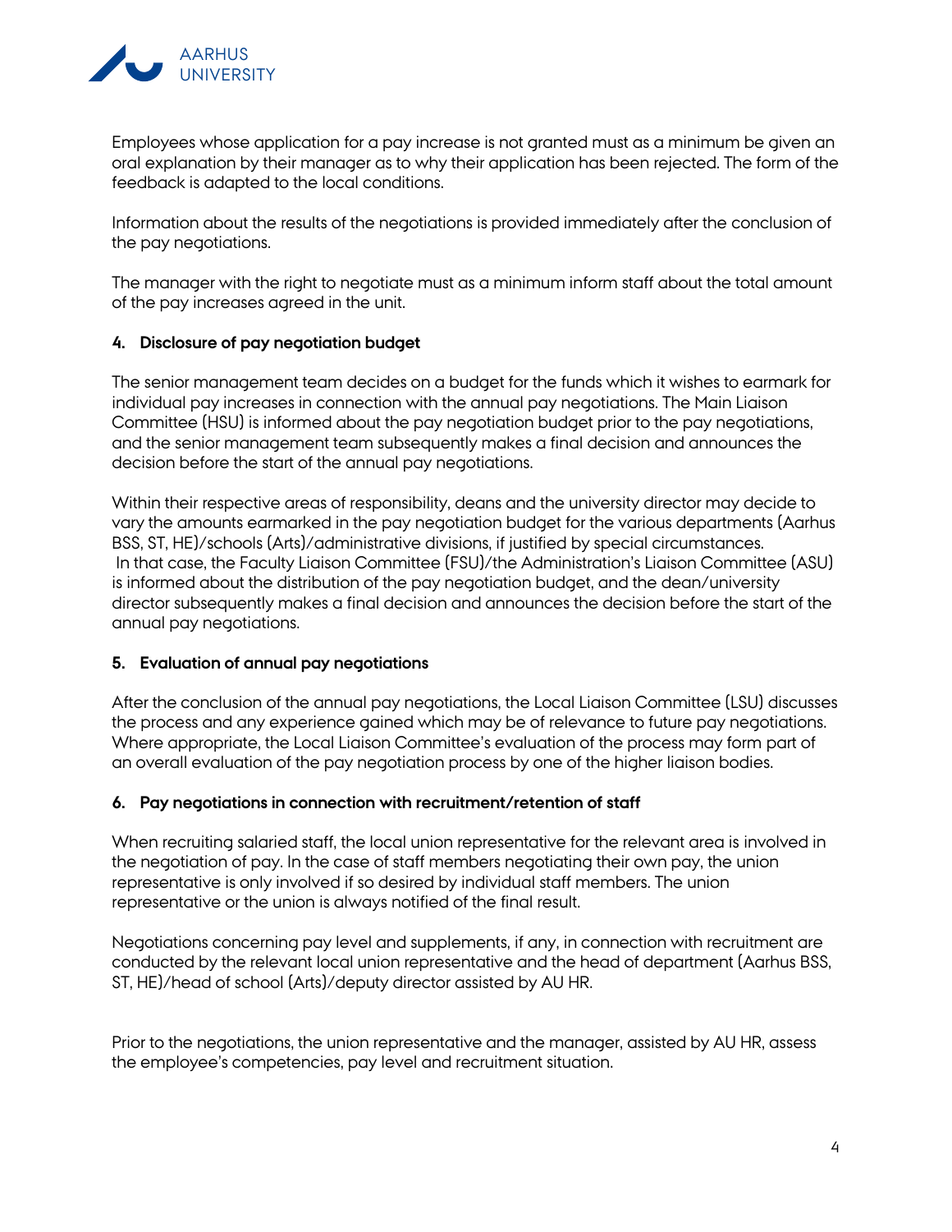Employees whose application for a pay increase is not granted must as a minimum be given an oral explanation by their manager as to why their application has been rejected. The form of the feedback is adapted to the local conditions.

Information about the results of the negotiations is provided immediately after the conclusion of the pay negotiations.

The manager with the right to negotiate must as a minimum inform staff about the total amount of the pay increases agreed in the unit.

## 4. Disclosure of pay negotiation budget

The senior management team decides on a budget for the funds which it wishes to earmark for individual pay increases in connection with the annual pay negotiations. The Main Liaison Committee (HSU) is informed about the pay negotiation budget prior to the pay negotiations, and the senior management team subsequently makes a final decision and announces the decision before the start of the annual pay negotiations.

Within their respective areas of responsibility, deans and the university director may decide to vary the amounts earmarked in the pay negotiation budget for the various departments (Aarhus BSS, ST, HE)/schools (Arts)/administrative divisions, if justified by special circumstances. In that case, the Faculty Liaison Committee (FSU)/the Administration's Liaison Committee (ASU) is informed about the distribution of the pay negotiation budget, and the dean/university director subsequently makes a final decision and announces the decision before the start of the annual pay negotiations.

## 5. Evaluation of annual pay negotiations

After the conclusion of the annual pay negotiations, the Local Liaison Committee (LSU) discusses the process and any experience gained which may be of relevance to future pay negotiations. Where appropriate, the Local Liaison Committee's evaluation of the process may form part of an overall evaluation of the pay negotiation process by one of the higher liaison bodies.

## 6. Pay negotiations in connection with recruitment/retention of staff

When recruiting salaried staff, the local union representative for the relevant area is involved in the negotiation of pay. In the case of staff members negotiating their own pay, the union representative is only involved if so desired by individual staff members. The union representative or the union is always notified of the final result.

Negotiations concerning pay level and supplements, if any, in connection with recruitment are conducted by the relevant local union representative and the head of department (Aarhus BSS, ST, HE)/head of school (Arts)/deputy director assisted by AU HR.

Prior to the negotiations, the union representative and the manager, assisted by AU HR, assess the employee's competencies, pay level and recruitment situation.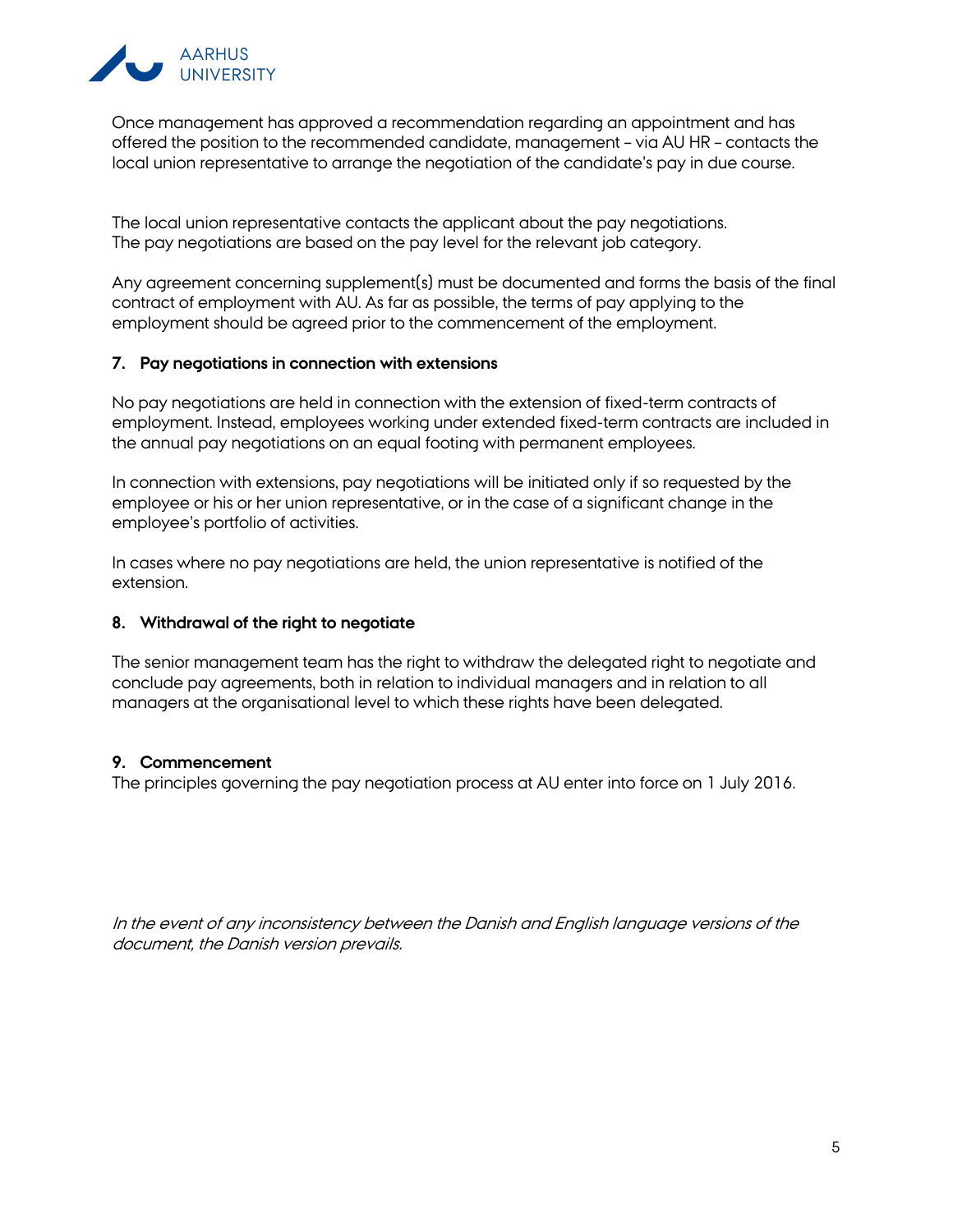Once management has approved a recommendation regarding an appointment and has offered the position to the recommended candidate, management – via AU HR – contacts the local union representative to arrange the negotiation of the candidate's pay in due course.

The local union representative contacts the applicant about the pay negotiations. The pay negotiations are based on the pay level for the relevant job category.

Any agreement concerning supplement(s) must be documented and forms the basis of the final contract of employment with AU. As far as possible, the terms of pay applying to the employment should be agreed prior to the commencement of the employment.

## 7. Pay negotiations in connection with extensions

No pay negotiations are held in connection with the extension of fixed-term contracts of employment. Instead, employees working under extended fixed-term contracts are included in the annual pay negotiations on an equal footing with permanent employees.

In connection with extensions, pay negotiations will be initiated only if so requested by the employee or his or her union representative, or in the case of a significant change in the employee's portfolio of activities.

In cases where no pay negotiations are held, the union representative is notified of the extension.

## 8. Withdrawal of the right to negotiate

The senior management team has the right to withdraw the delegated right to negotiate and conclude pay agreements, both in relation to individual managers and in relation to all managers at the organisational level to which these rights have been delegated.

## 9. Commencement

The principles governing the pay negotiation process at AU enter into force on 1 July 2016.

*In the event of any inconsistency between the Danish and English language versions of the document, the Danish version prevails.*